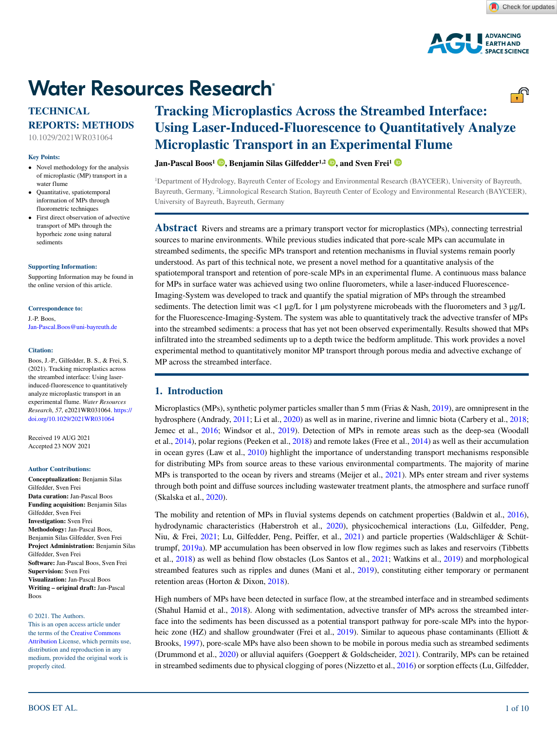Water Resources Research

TECHNICAL REPORTS: METHODS

10.1029/2021WR031064

**Key Points:**

- Novel methodology for the analysis of microplastic (MP) transport in a water flume
- Quantitative, spatiotemporal information of MPs through fluorometric techniques
- First direct observation of advective transport of MPs through the hyporheic zone using natural sediments

**Supporting Information:**

Supporting Information may be found in the online version of this article.

**Correspondence to:**

J.-P. Boos,
Jan-Pascal.Boos@uni-bayreuth.de

**Citation:**

Boos, J.-P., Gilfedder, B. S., & Frei, S. (2021). Tracking microplastics across the streambed interface: Using laser-induced-fluorescence to quantitatively analyze microplastic transport in an experimental flume. *Water Resources Research*, *57*, e2021WR031064. https://doi.org/10.1029/2021WR031064

Received 19 AUG 2021
Accepted 23 NOV 2021

**Author Contributions:**

**Conceptualization:** Benjamin Silas Gilfedder, Sven Frei
**Data curation:** Jan-Pascal Boos
**Funding acquisition:** Benjamin Silas Gilfedder, Sven Frei
**Investigation:** Sven Frei
**Methodology:** Jan-Pascal Boos, Benjamin Silas Gilfedder, Sven Frei
**Project Administration:** Benjamin Silas Gilfedder, Sven Frei
**Software:** Jan-Pascal Boos, Sven Frei
**Supervision:** Sven Frei
**Visualization:** Jan-Pascal Boos
**Writing – original draft:** Jan-Pascal Boos

© 2021. The Authors.
This is an open access article under the terms of the Creative Commons Attribution License, which permits use, distribution and reproduction in any medium, provided the original work is properly cited.

# Tracking Microplastics Across the Streambed Interface: Using Laser-Induced-Fluorescence to Quantitatively Analyze Microplastic Transport in an Experimental Flume

**Jan-Pascal Boos[1], Benjamin Silas Gilfedder[1,2], and Sven Frei[1]**

[1]Department of Hydrology, Bayreuth Center of Ecology and Environmental Research (BAYCEER), University of Bayreuth, Bayreuth, Germany, [2]Limnological Research Station, Bayreuth Center of Ecology and Environmental Research (BAYCEER), University of Bayreuth, Bayreuth, Germany

**Abstract** Rivers and streams are a primary transport vector for microplastics (MPs), connecting terrestrial sources to marine environments. While previous studies indicated that pore-scale MPs can accumulate in streambed sediments, the specific MPs transport and retention mechanisms in fluvial systems remain poorly understood. As part of this technical note, we present a novel method for a quantitative analysis of the spatiotemporal transport and retention of pore-scale MPs in an experimental flume. A continuous mass balance for MPs in surface water was achieved using two online fluorometers, while a laser-induced Fluorescence-Imaging-System was developed to track and quantify the spatial migration of MPs through the streambed sediments. The detection limit was <1 µg/L for 1 µm polystyrene microbeads with the fluorometers and 3 µg/L for the Fluorescence-Imaging-System. The system was able to quantitatively track the advective transfer of MPs into the streambed sediments: a process that has yet not been observed experimentally. Results showed that MPs infiltrated into the streambed sediments up to a depth twice the bedform amplitude. This work provides a novel experimental method to quantitatively monitor MP transport through porous media and advective exchange of MP across the streambed interface.

## 1. Introduction

Microplastics (MPs), synthetic polymer particles smaller than 5 mm (Frias & Nash, 2019), are omnipresent in the hydrosphere (Andrady, 2011; Li et al., 2020) as well as in marine, riverine and limnic biota (Carbery et al., 2018; Jemec et al., 2016; Windsor et al., 2019). Detection of MPs in remote areas such as the deep-sea (Woodall et al., 2014), polar regions (Peeken et al., 2018) and remote lakes (Free et al., 2014) as well as their accumulation in ocean gyres (Law et al., 2010) highlight the importance of understanding transport mechanisms responsible for distributing MPs from source areas to these various environmental compartments. The majority of marine MPs is transported to the ocean by rivers and streams (Meijer et al., 2021). MPs enter stream and river systems through both point and diffuse sources including wastewater treatment plants, the atmosphere and surface runoff (Skalska et al., 2020).

The mobility and retention of MPs in fluvial systems depends on catchment properties (Baldwin et al., 2016), hydrodynamic characteristics (Haberstroh et al., 2020), physicochemical interactions (Lu, Gilfedder, Peng, Niu, & Frei, 2021; Lu, Gilfedder, Peng, Peiffer, et al., 2021) and particle properties (Waldschläger & Schüttrumpf, 2019a). MP accumulation has been observed in low flow regimes such as lakes and reservoirs (Tibbetts et al., 2018) as well as behind flow obstacles (Los Santos et al., 2021; Watkins et al., 2019) and morphological streambed features such as ripples and dunes (Mani et al., 2019), constituting either temporary or permanent retention areas (Horton & Dixon, 2018).

High numbers of MPs have been detected in surface flow, at the streambed interface and in streambed sediments (Shahul Hamid et al., 2018). Along with sedimentation, advective transfer of MPs across the streambed interface into the sediments has been discussed as a potential transport pathway for pore-scale MPs into the hyporheic zone (HZ) and shallow groundwater (Frei et al., 2019). Similar to aqueous phase contaminants (Elliott & Brooks, 1997), pore-scale MPs have also been shown to be mobile in porous media such as streambed sediments (Drummond et al., 2020) or alluvial aquifers (Goeppert & Goldscheider, 2021). Contrarily, MPs can be retained in streambed sediments due to physical clogging of pores (Nizzetto et al., 2016) or sorption effects (Lu, Gilfedder,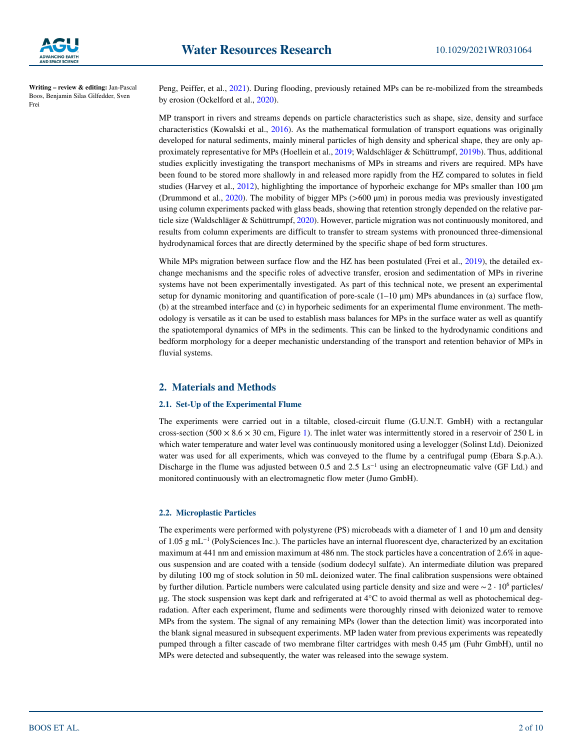Writing – review & editing: Jan-Pascal Boos, Benjamin Silas Gilfedder, Sven Frei

Peng, Peiffer, et al., 2021). During flooding, previously retained MPs can be re-mobilized from the streambeds by erosion (Ockelford et al., 2020).

MP transport in rivers and streams depends on particle characteristics such as shape, size, density and surface characteristics (Kowalski et al., 2016). As the mathematical formulation of transport equations was originally developed for natural sediments, mainly mineral particles of high density and spherical shape, they are only approximately representative for MPs (Hoellein et al., 2019; Waldschläger & Schüttrumpf, 2019b). Thus, additional studies explicitly investigating the transport mechanisms of MPs in streams and rivers are required. MPs have been found to be stored more shallowly in and released more rapidly from the HZ compared to solutes in field studies (Harvey et al., 2012), highlighting the importance of hyporheic exchange for MPs smaller than 100 μm (Drummond et al., 2020). The mobility of bigger MPs (>600 μm) in porous media was previously investigated using column experiments packed with glass beads, showing that retention strongly depended on the relative particle size (Waldschläger & Schüttrumpf, 2020). However, particle migration was not continuously monitored, and results from column experiments are difficult to transfer to stream systems with pronounced three-dimensional hydrodynamical forces that are directly determined by the specific shape of bed form structures.

While MPs migration between surface flow and the HZ has been postulated (Frei et al., 2019), the detailed exchange mechanisms and the specific roles of advective transfer, erosion and sedimentation of MPs in riverine systems have not been experimentally investigated. As part of this technical note, we present an experimental setup for dynamic monitoring and quantification of pore-scale (1–10 μm) MPs abundances in (a) surface flow, (b) at the streambed interface and (c) in hyporheic sediments for an experimental flume environment. The methodology is versatile as it can be used to establish mass balances for MPs in the surface water as well as quantify the spatiotemporal dynamics of MPs in the sediments. This can be linked to the hydrodynamic conditions and bedform morphology for a deeper mechanistic understanding of the transport and retention behavior of MPs in fluvial systems.

## 2. Materials and Methods

### 2.1. Set-Up of the Experimental Flume

The experiments were carried out in a tiltable, closed-circuit flume (G.U.N.T. GmbH) with a rectangular cross-section (500 × 8.6 × 30 cm, Figure 1). The inlet water was intermittently stored in a reservoir of 250 L in which water temperature and water level was continuously monitored using a levelogger (Solinst Ltd). Deionized water was used for all experiments, which was conveyed to the flume by a centrifugal pump (Ebara S.p.A.). Discharge in the flume was adjusted between 0.5 and 2.5 $Ls^{-1}$ using an electropneumatic valve (GF Ltd.) and monitored continuously with an electromagnetic flow meter (Jumo GmbH).

### 2.2. Microplastic Particles

The experiments were performed with polystyrene (PS) microbeads with a diameter of 1 and 10 μm and density of 1.05 g $mL^{-1}$ (PolySciences Inc.). The particles have an internal fluorescent dye, characterized by an excitation maximum at 441 nm and emission maximum at 486 nm. The stock particles have a concentration of 2.6% in aqueous suspension and are coated with a tenside (sodium dodecyl sulfate). An intermediate dilution was prepared by diluting 100 mg of stock solution in 50 mL deionized water. The final calibration suspensions were obtained by further dilution. Particle numbers were calculated using particle density and size and were $\sim 2 \cdot 10^6$ particles/μg. The stock suspension was kept dark and refrigerated at 4°C to avoid thermal as well as photochemical degradation. After each experiment, flume and sediments were thoroughly rinsed with deionized water to remove MPs from the system. The signal of any remaining MPs (lower than the detection limit) was incorporated into the blank signal measured in subsequent experiments. MP laden water from previous experiments was repeatedly pumped through a filter cascade of two membrane filter cartridges with mesh 0.45 μm (Fuhr GmbH), until no MPs were detected and subsequently, the water was released into the sewage system.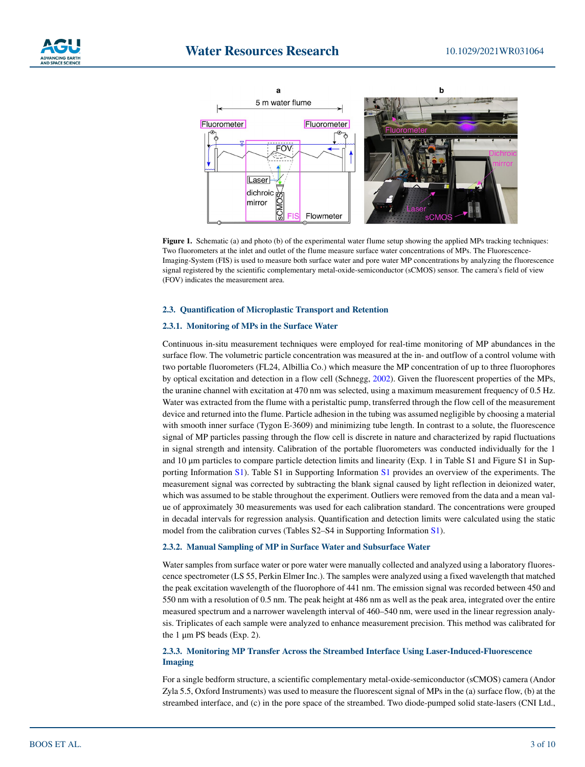**Figure 1.** Schematic (a) and photo (b) of the experimental water flume setup showing the applied MPs tracking techniques: Two fluorometers at the inlet and outlet of the flume measure surface water concentrations of MPs. The Fluorescence-Imaging-System (FIS) is used to measure both surface water and pore water MP concentrations by analyzing the fluorescence signal registered by the scientific complementary metal-oxide-semiconductor (sCMOS) sensor. The camera's field of view (FOV) indicates the measurement area.

### 2.3. Quantification of Microplastic Transport and Retention

#### 2.3.1. Monitoring of MPs in the Surface Water

Continuous in-situ measurement techniques were employed for real-time monitoring of MP abundances in the surface flow. The volumetric particle concentration was measured at the in- and outflow of a control volume with two portable fluorometers (FL24, Albillia Co.) which measure the MP concentration of up to three fluorophores by optical excitation and detection in a flow cell (Schnegg, 2002). Given the fluorescent properties of the MPs, the uranine channel with excitation at 470 nm was selected, using a maximum measurement frequency of 0.5 Hz. Water was extracted from the flume with a peristaltic pump, transferred through the flow cell of the measurement device and returned into the flume. Particle adhesion in the tubing was assumed negligible by choosing a material with smooth inner surface (Tygon E-3609) and minimizing tube length. In contrast to a solute, the fluorescence signal of MP particles passing through the flow cell is discrete in nature and characterized by rapid fluctuations in signal strength and intensity. Calibration of the portable fluorometers was conducted individually for the 1 and 10 μm particles to compare particle detection limits and linearity (Exp. 1 in Table S1 and Figure S1 in Supporting Information S1). Table S1 in Supporting Information S1 provides an overview of the experiments. The measurement signal was corrected by subtracting the blank signal caused by light reflection in deionized water, which was assumed to be stable throughout the experiment. Outliers were removed from the data and a mean value of approximately 30 measurements was used for each calibration standard. The concentrations were grouped in decadal intervals for regression analysis. Quantification and detection limits were calculated using the static model from the calibration curves (Tables S2–S4 in Supporting Information S1).

#### 2.3.2. Manual Sampling of MP in Surface Water and Subsurface Water

Water samples from surface water or pore water were manually collected and analyzed using a laboratory fluorescence spectrometer (LS 55, Perkin Elmer Inc.). The samples were analyzed using a fixed wavelength that matched the peak excitation wavelength of the fluorophore of 441 nm. The emission signal was recorded between 450 and 550 nm with a resolution of 0.5 nm. The peak height at 486 nm as well as the peak area, integrated over the entire measured spectrum and a narrower wavelength interval of 460–540 nm, were used in the linear regression analysis. Triplicates of each sample were analyzed to enhance measurement precision. This method was calibrated for the 1 μm PS beads (Exp. 2).

#### 2.3.3. Monitoring MP Transfer Across the Streambed Interface Using Laser-Induced-Fluorescence Imaging

For a single bedform structure, a scientific complementary metal-oxide-semiconductor (sCMOS) camera (Andor Zyla 5.5, Oxford Instruments) was used to measure the fluorescent signal of MPs in the (a) surface flow, (b) at the streambed interface, and (c) in the pore space of the streambed. Two diode-pumped solid state-lasers (CNI Ltd.,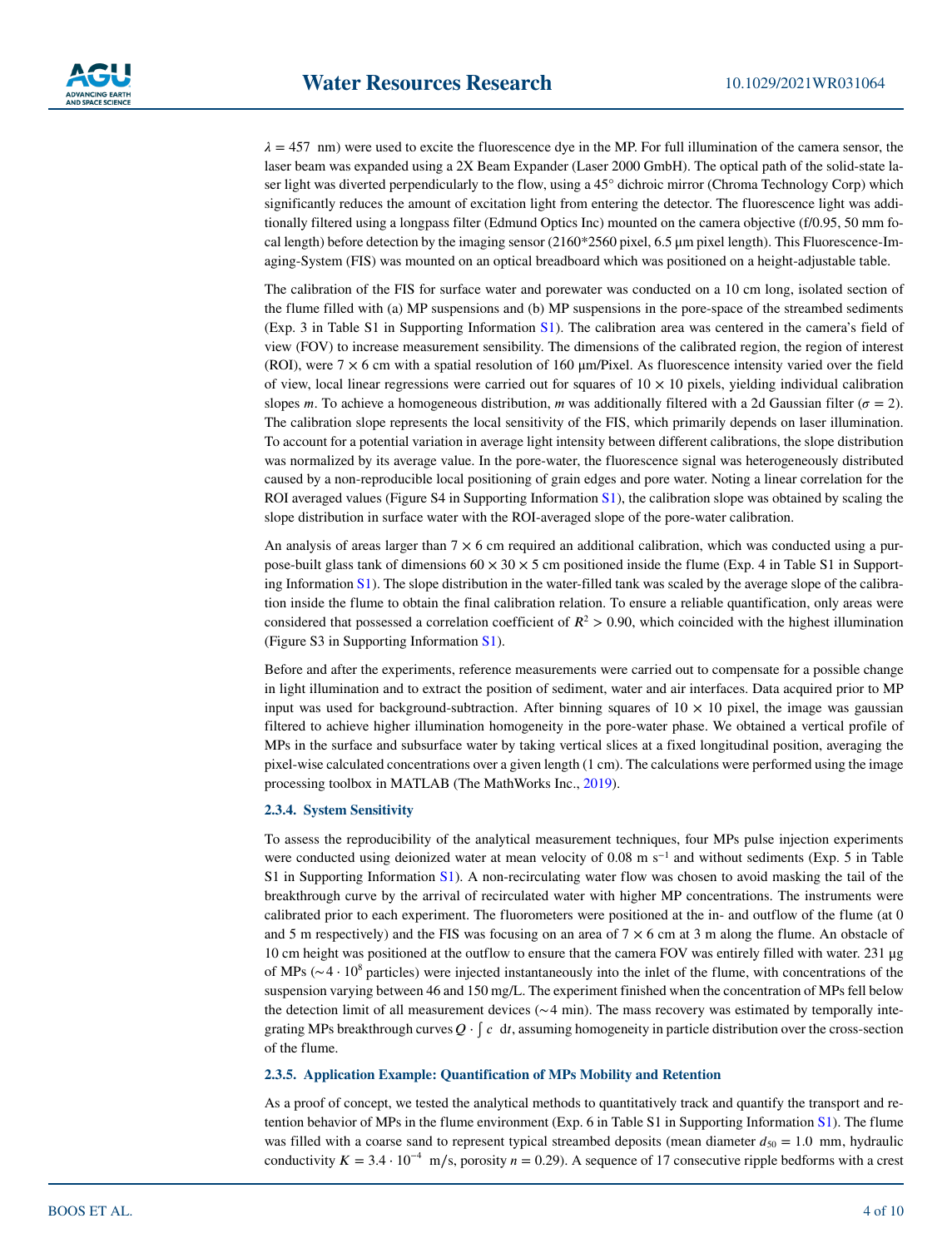$\lambda = 457$ nm) were used to excite the fluorescence dye in the MP. For full illumination of the camera sensor, the laser beam was expanded using a 2X Beam Expander (Laser 2000 GmbH). The optical path of the solid-state laser light was diverted perpendicularly to the flow, using a 45° dichroic mirror (Chroma Technology Corp) which significantly reduces the amount of excitation light from entering the detector. The fluorescence light was additionally filtered using a longpass filter (Edmund Optics Inc) mounted on the camera objective (f/0.95, 50 mm focal length) before detection by the imaging sensor (2160*2560 pixel, 6.5 μm pixel length). This Fluorescence-Imaging-System (FIS) was mounted on an optical breadboard which was positioned on a height-adjustable table.

The calibration of the FIS for surface water and porewater was conducted on a 10 cm long, isolated section of the flume filled with (a) MP suspensions and (b) MP suspensions in the pore-space of the streambed sediments (Exp. 3 in Table S1 in Supporting Information S1). The calibration area was centered in the camera's field of view (FOV) to increase measurement sensibility. The dimensions of the calibrated region, the region of interest (ROI), were 7 × 6 cm with a spatial resolution of 160 μm/Pixel. As fluorescence intensity varied over the field of view, local linear regressions were carried out for squares of 10 × 10 pixels, yielding individual calibration slopes $m$. To achieve a homogeneous distribution, $m$ was additionally filtered with a 2d Gaussian filter ($\sigma = 2$). The calibration slope represents the local sensitivity of the FIS, which primarily depends on laser illumination. To account for a potential variation in average light intensity between different calibrations, the slope distribution was normalized by its average value. In the pore-water, the fluorescence signal was heterogeneously distributed caused by a non-reproducible local positioning of grain edges and pore water. Noting a linear correlation for the ROI averaged values (Figure S4 in Supporting Information S1), the calibration slope was obtained by scaling the slope distribution in surface water with the ROI-averaged slope of the pore-water calibration.

An analysis of areas larger than 7 × 6 cm required an additional calibration, which was conducted using a purpose-built glass tank of dimensions 60 × 30 × 5 cm positioned inside the flume (Exp. 4 in Table S1 in Supporting Information S1). The slope distribution in the water-filled tank was scaled by the average slope of the calibration inside the flume to obtain the final calibration relation. To ensure a reliable quantification, only areas were considered that possessed a correlation coefficient of $R^2 > 0.90$, which coincided with the highest illumination (Figure S3 in Supporting Information S1).

Before and after the experiments, reference measurements were carried out to compensate for a possible change in light illumination and to extract the position of sediment, water and air interfaces. Data acquired prior to MP input was used for background-subtraction. After binning squares of 10 × 10 pixel, the image was gaussian filtered to achieve higher illumination homogeneity in the pore-water phase. We obtained a vertical profile of MPs in the surface and subsurface water by taking vertical slices at a fixed longitudinal position, averaging the pixel-wise calculated concentrations over a given length (1 cm). The calculations were performed using the image processing toolbox in MATLAB (The MathWorks Inc., 2019).

### 2.3.4. System Sensitivity

To assess the reproducibility of the analytical measurement techniques, four MPs pulse injection experiments were conducted using deionized water at mean velocity of 0.08 m s$^{-1}$ and without sediments (Exp. 5 in Table S1 in Supporting Information S1). A non-recirculating water flow was chosen to avoid masking the tail of the breakthrough curve by the arrival of recirculated water with higher MP concentrations. The instruments were calibrated prior to each experiment. The fluorometers were positioned at the in- and outflow of the flume (at 0 and 5 m respectively) and the FIS was focusing on an area of 7 × 6 cm at 3 m along the flume. An obstacle of 10 cm height was positioned at the outflow to ensure that the camera FOV was entirely filled with water. 231 μg of MPs ($\sim 4 \cdot 10^8$ particles) were injected instantaneously into the inlet of the flume, with concentrations of the suspension varying between 46 and 150 mg/L. The experiment finished when the concentration of MPs fell below the detection limit of all measurement devices (∼4 min). The mass recovery was estimated by temporally integrating MPs breakthrough curves $Q \cdot \int c \ \mathrm{d}t$, assuming homogeneity in particle distribution over the cross-section of the flume.

### 2.3.5. Application Example: Quantification of MPs Mobility and Retention

As a proof of concept, we tested the analytical methods to quantitatively track and quantify the transport and retention behavior of MPs in the flume environment (Exp. 6 in Table S1 in Supporting Information S1). The flume was filled with a coarse sand to represent typical streambed deposits (mean diameter $d_{50} = 1.0$ mm, hydraulic conductivity $K = 3.4 \cdot 10^{-4}$ m/s, porosity $n = 0.29$). A sequence of 17 consecutive ripple bedforms with a crest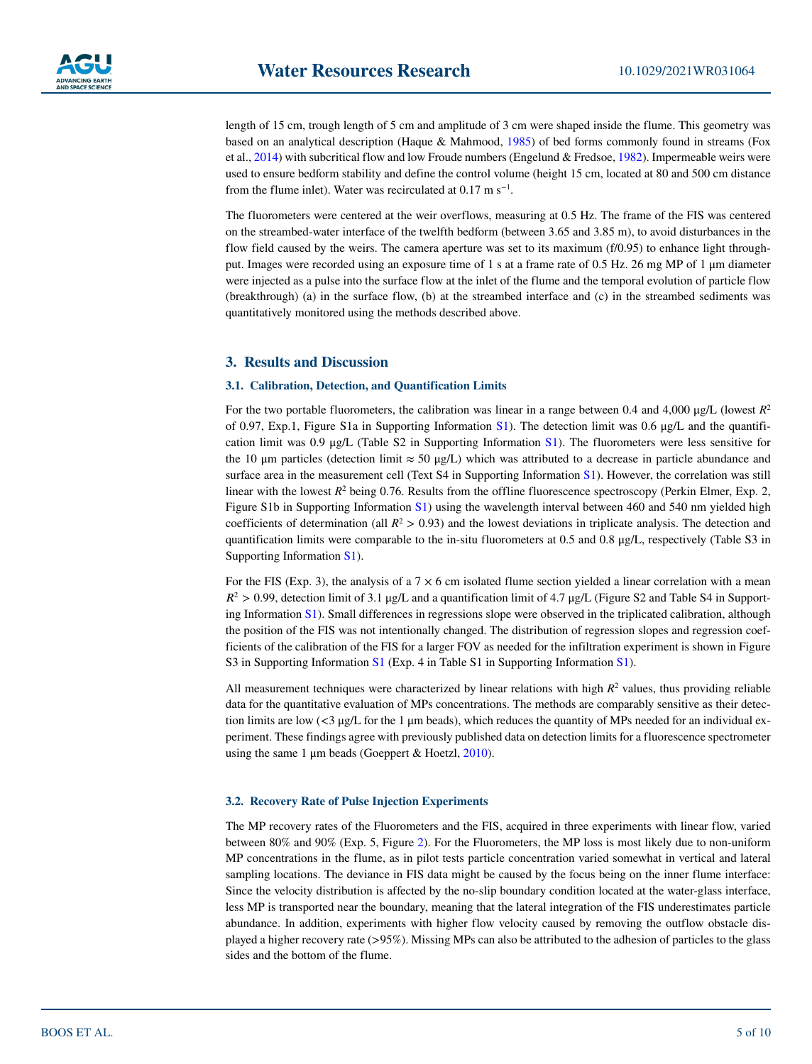length of 15 cm, trough length of 5 cm and amplitude of 3 cm were shaped inside the flume. This geometry was based on an analytical description (Haque & Mahmood, 1985) of bed forms commonly found in streams (Fox et al., 2014) with subcritical flow and low Froude numbers (Engelund & Fredsoe, 1982). Impermeable weirs were used to ensure bedform stability and define the control volume (height 15 cm, located at 80 and 500 cm distance from the flume inlet). Water was recirculated at 0.17 m s$^{-1}$.

The fluorometers were centered at the weir overflows, measuring at 0.5 Hz. The frame of the FIS was centered on the streambed-water interface of the twelfth bedform (between 3.65 and 3.85 m), to avoid disturbances in the flow field caused by the weirs. The camera aperture was set to its maximum (f/0.95) to enhance light throughput. Images were recorded using an exposure time of 1 s at a frame rate of 0.5 Hz. 26 mg MP of 1 μm diameter were injected as a pulse into the surface flow at the inlet of the flume and the temporal evolution of particle flow (breakthrough) (a) in the surface flow, (b) at the streambed interface and (c) in the streambed sediments was quantitatively monitored using the methods described above.

## 3. Results and Discussion

### 3.1. Calibration, Detection, and Quantification Limits

For the two portable fluorometers, the calibration was linear in a range between 0.4 and 4,000 μg/L (lowest $R^2$ of 0.97, Exp.1, Figure S1a in Supporting Information S1). The detection limit was 0.6 μg/L and the quantification limit was 0.9 μg/L (Table S2 in Supporting Information S1). The fluorometers were less sensitive for the 10 μm particles (detection limit ≈ 50 μg/L) which was attributed to a decrease in particle abundance and surface area in the measurement cell (Text S4 in Supporting Information S1). However, the correlation was still linear with the lowest $R^2$ being 0.76. Results from the offline fluorescence spectroscopy (Perkin Elmer, Exp. 2, Figure S1b in Supporting Information S1) using the wavelength interval between 460 and 540 nm yielded high coefficients of determination (all $R^2 > 0.93$) and the lowest deviations in triplicate analysis. The detection and quantification limits were comparable to the in-situ fluorometers at 0.5 and 0.8 μg/L, respectively (Table S3 in Supporting Information S1).

For the FIS (Exp. 3), the analysis of a 7 × 6 cm isolated flume section yielded a linear correlation with a mean $R^2 > 0.99$, detection limit of 3.1 μg/L and a quantification limit of 4.7 μg/L (Figure S2 and Table S4 in Supporting Information S1). Small differences in regressions slope were observed in the triplicated calibration, although the position of the FIS was not intentionally changed. The distribution of regression slopes and regression coefficients of the calibration of the FIS for a larger FOV as needed for the infiltration experiment is shown in Figure S3 in Supporting Information S1 (Exp. 4 in Table S1 in Supporting Information S1).

All measurement techniques were characterized by linear relations with high $R^2$ values, thus providing reliable data for the quantitative evaluation of MPs concentrations. The methods are comparably sensitive as their detection limits are low (<3 μg/L for the 1 μm beads), which reduces the quantity of MPs needed for an individual experiment. These findings agree with previously published data on detection limits for a fluorescence spectrometer using the same 1 μm beads (Goeppert & Hoetzl, 2010).

### 3.2. Recovery Rate of Pulse Injection Experiments

The MP recovery rates of the Fluorometers and the FIS, acquired in three experiments with linear flow, varied between 80% and 90% (Exp. 5, Figure 2). For the Fluorometers, the MP loss is most likely due to non-uniform MP concentrations in the flume, as in pilot tests particle concentration varied somewhat in vertical and lateral sampling locations. The deviance in FIS data might be caused by the focus being on the inner flume interface: Since the velocity distribution is affected by the no-slip boundary condition located at the water-glass interface, less MP is transported near the boundary, meaning that the lateral integration of the FIS underestimates particle abundance. In addition, experiments with higher flow velocity caused by removing the outflow obstacle displayed a higher recovery rate (>95%). Missing MPs can also be attributed to the adhesion of particles to the glass sides and the bottom of the flume.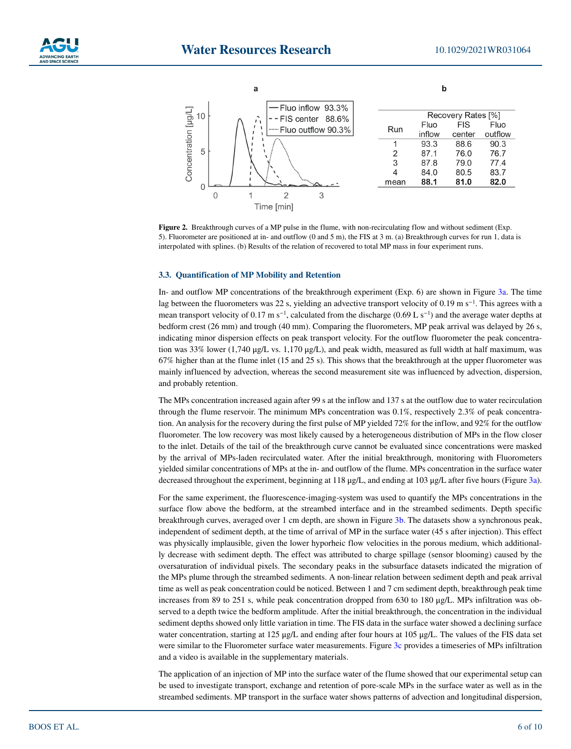| Run | Recovery Rates [%] | | |
|---|---|---|---|
| | Fluo inflow | FIS center | Fluo outflow |
| 1 | 93.3 | 88.6 | 90.3 |
| 2 | 87.1 | 76.0 | 76.7 |
| 3 | 87.8 | 79.0 | 77.4 |
| 4 | 84.0 | 80.5 | 83.7 |
| mean | **88.1** | **81.0** | **82.0** |

**Figure 2.** Breakthrough curves of a MP pulse in the flume, with non-recirculating flow and without sediment (Exp. 5). Fluorometer are positioned at in- and outflow (0 and 5 m), the FIS at 3 m. (a) Breakthrough curves for run 1, data is interpolated with splines. (b) Results of the relation of recovered to total MP mass in four experiment runs.

### 3.3. Quantification of MP Mobility and Retention

In- and outflow MP concentrations of the breakthrough experiment (Exp. 6) are shown in Figure 3a. The time lag between the fluorometers was 22 s, yielding an advective transport velocity of 0.19 m $s^{-1}$. This agrees with a mean transport velocity of 0.17 m $s^{-1}$, calculated from the discharge (0.69 L $s^{-1}$) and the average water depths at bedform crest (26 mm) and trough (40 mm). Comparing the fluorometers, MP peak arrival was delayed by 26 s, indicating minor dispersion effects on peak transport velocity. For the outflow fluorometer the peak concentration was 33% lower (1,740 μg/L vs. 1,170 μg/L), and peak width, measured as full width at half maximum, was 67% higher than at the flume inlet (15 and 25 s). This shows that the breakthrough at the upper fluorometer was mainly influenced by advection, whereas the second measurement site was influenced by advection, dispersion, and probably retention.

The MPs concentration increased again after 99 s at the inflow and 137 s at the outflow due to water recirculation through the flume reservoir. The minimum MPs concentration was 0.1%, respectively 2.3% of peak concentration. An analysis for the recovery during the first pulse of MP yielded 72% for the inflow, and 92% for the outflow fluorometer. The low recovery was most likely caused by a heterogeneous distribution of MPs in the flow closer to the inlet. Details of the tail of the breakthrough curve cannot be evaluated since concentrations were masked by the arrival of MPs-laden recirculated water. After the initial breakthrough, monitoring with Fluorometers yielded similar concentrations of MPs at the in- and outflow of the flume. MPs concentration in the surface water decreased throughout the experiment, beginning at 118 μg/L, and ending at 103 μg/L after five hours (Figure 3a).

For the same experiment, the fluorescence-imaging-system was used to quantify the MPs concentrations in the surface flow above the bedform, at the streambed interface and in the streambed sediments. Depth specific breakthrough curves, averaged over 1 cm depth, are shown in Figure 3b. The datasets show a synchronous peak, independent of sediment depth, at the time of arrival of MP in the surface water (45 s after injection). This effect was physically implausible, given the lower hyporheic flow velocities in the porous medium, which additionally decrease with sediment depth. The effect was attributed to charge spillage (sensor blooming) caused by the oversaturation of individual pixels. The secondary peaks in the subsurface datasets indicated the migration of the MPs plume through the streambed sediments. A non-linear relation between sediment depth and peak arrival time as well as peak concentration could be noticed. Between 1 and 7 cm sediment depth, breakthrough peak time increases from 89 to 251 s, while peak concentration dropped from 630 to 180 μg/L. MPs infiltration was observed to a depth twice the bedform amplitude. After the initial breakthrough, the concentration in the individual sediment depths showed only little variation in time. The FIS data in the surface water showed a declining surface water concentration, starting at 125 μg/L and ending after four hours at 105 μg/L. The values of the FIS data set were similar to the Fluorometer surface water measurements. Figure 3c provides a timeseries of MPs infiltration and a video is available in the supplementary materials.

The application of an injection of MP into the surface water of the flume showed that our experimental setup can be used to investigate transport, exchange and retention of pore-scale MPs in the surface water as well as in the streambed sediments. MP transport in the surface water shows patterns of advection and longitudinal dispersion,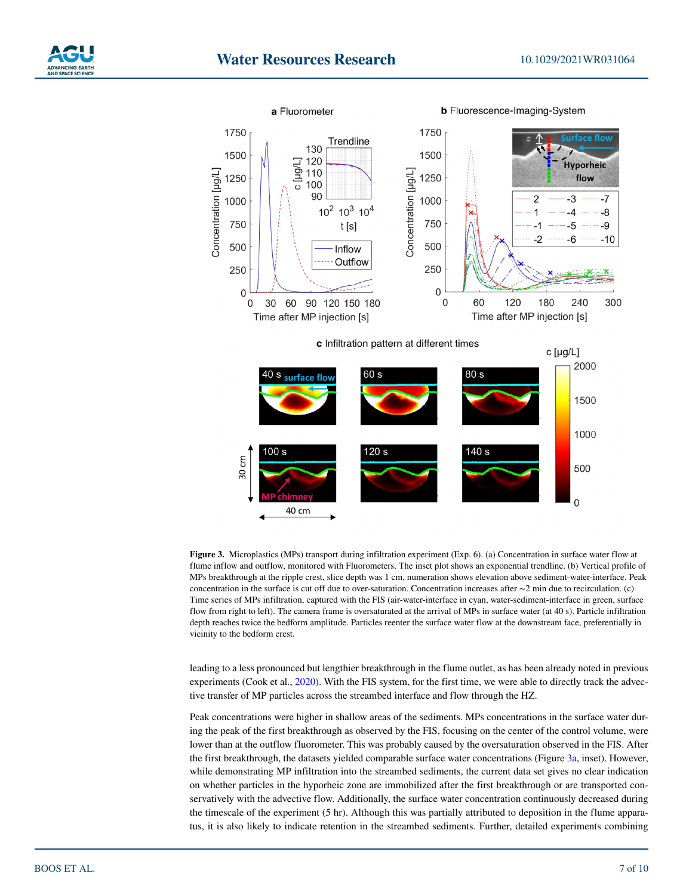**Figure 3.** Microplastics (MPs) transport during infiltration experiment (Exp. 6). (a) Concentration in surface water flow at flume inflow and outflow, monitored with Fluorometers. The inset plot shows an exponential trendline. (b) Vertical profile of MPs breakthrough at the ripple crest, slice depth was 1 cm, numeration shows elevation above sediment-water-interface. Peak concentration in the surface is cut off due to over-saturation. Concentration increases after ~2 min due to recirculation. (c) Time series of MPs infiltration, captured with the FIS (air-water-interface in cyan, water-sediment-interface in green, surface flow from right to left). The camera frame is oversaturated at the arrival of MPs in surface water (at 40 s). Particle infiltration depth reaches twice the bedform amplitude. Particles reenter the surface water flow at the downstream face, preferentially in vicinity to the bedform crest.

leading to a less pronounced but lengthier breakthrough in the flume outlet, as has been already noted in previous experiments (Cook et al., 2020). With the FIS system, for the first time, we were able to directly track the advective transfer of MP particles across the streambed interface and flow through the HZ.

Peak concentrations were higher in shallow areas of the sediments. MPs concentrations in the surface water during the peak of the first breakthrough as observed by the FIS, focusing on the center of the control volume, were lower than at the outflow fluorometer. This was probably caused by the oversaturation observed in the FIS. After the first breakthrough, the datasets yielded comparable surface water concentrations (Figure 3a, inset). However, while demonstrating MP infiltration into the streambed sediments, the current data set gives no clear indication on whether particles in the hyporheic zone are immobilized after the first breakthrough or are transported conservatively with the advective flow. Additionally, the surface water concentration continuously decreased during the timescale of the experiment (5 hr). Although this was partially attributed to deposition in the flume apparatus, it is also likely to indicate retention in the streambed sediments. Further, detailed experiments combining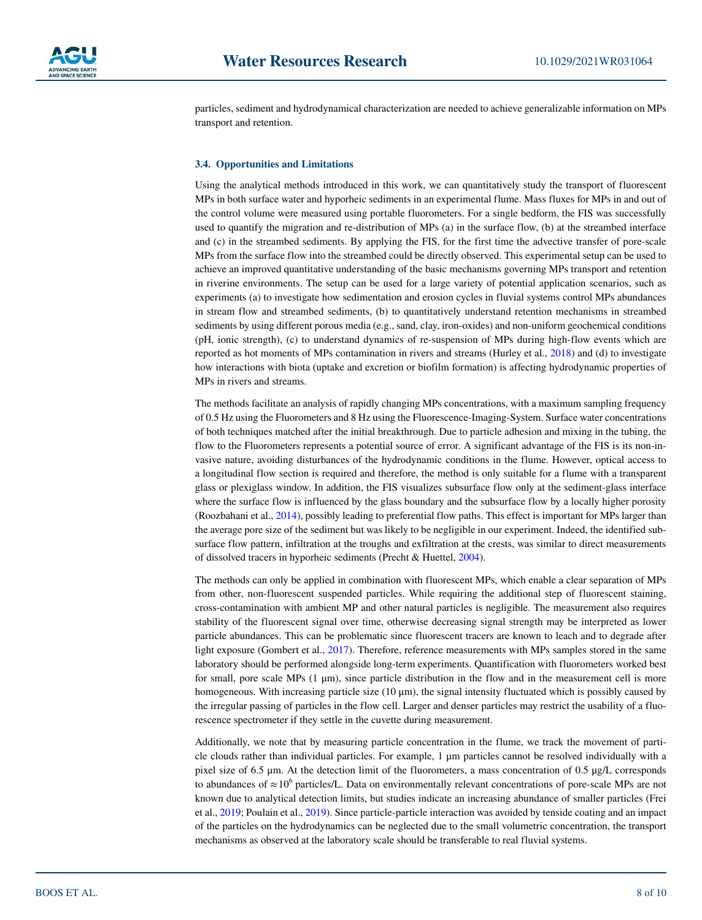particles, sediment and hydrodynamical characterization are needed to achieve generalizable information on MPs transport and retention.

### 3.4. Opportunities and Limitations

Using the analytical methods introduced in this work, we can quantitatively study the transport of fluorescent MPs in both surface water and hyporheic sediments in an experimental flume. Mass fluxes for MPs in and out of the control volume were measured using portable fluorometers. For a single bedform, the FIS was successfully used to quantify the migration and re-distribution of MPs (a) in the surface flow, (b) at the streambed interface and (c) in the streambed sediments. By applying the FIS, for the first time the advective transfer of pore-scale MPs from the surface flow into the streambed could be directly observed. This experimental setup can be used to achieve an improved quantitative understanding of the basic mechanisms governing MPs transport and retention in riverine environments. The setup can be used for a large variety of potential application scenarios, such as experiments (a) to investigate how sedimentation and erosion cycles in fluvial systems control MPs abundances in stream flow and streambed sediments, (b) to quantitatively understand retention mechanisms in streambed sediments by using different porous media (e.g., sand, clay, iron-oxides) and non-uniform geochemical conditions (pH, ionic strength), (c) to understand dynamics of re-suspension of MPs during high-flow events which are reported as hot moments of MPs contamination in rivers and streams (Hurley et al., 2018) and (d) to investigate how interactions with biota (uptake and excretion or biofilm formation) is affecting hydrodynamic properties of MPs in rivers and streams.

The methods facilitate an analysis of rapidly changing MPs concentrations, with a maximum sampling frequency of 0.5 Hz using the Fluorometers and 8 Hz using the Fluorescence-Imaging-System. Surface water concentrations of both techniques matched after the initial breakthrough. Due to particle adhesion and mixing in the tubing, the flow to the Fluorometers represents a potential source of error. A significant advantage of the FIS is its non-invasive nature, avoiding disturbances of the hydrodynamic conditions in the flume. However, optical access to a longitudinal flow section is required and therefore, the method is only suitable for a flume with a transparent glass or plexiglass window. In addition, the FIS visualizes subsurface flow only at the sediment-glass interface where the surface flow is influenced by the glass boundary and the subsurface flow by a locally higher porosity (Roozbahani et al., 2014), possibly leading to preferential flow paths. This effect is important for MPs larger than the average pore size of the sediment but was likely to be negligible in our experiment. Indeed, the identified subsurface flow pattern, infiltration at the troughs and exfiltration at the crests, was similar to direct measurements of dissolved tracers in hyporheic sediments (Precht & Huettel, 2004).

The methods can only be applied in combination with fluorescent MPs, which enable a clear separation of MPs from other, non-fluorescent suspended particles. While requiring the additional step of fluorescent staining, cross-contamination with ambient MP and other natural particles is negligible. The measurement also requires stability of the fluorescent signal over time, otherwise decreasing signal strength may be interpreted as lower particle abundances. This can be problematic since fluorescent tracers are known to leach and to degrade after light exposure (Gombert et al., 2017). Therefore, reference measurements with MPs samples stored in the same laboratory should be performed alongside long-term experiments. Quantification with fluorometers worked best for small, pore scale MPs (1 µm), since particle distribution in the flow and in the measurement cell is more homogeneous. With increasing particle size (10 µm), the signal intensity fluctuated which is possibly caused by the irregular passing of particles in the flow cell. Larger and denser particles may restrict the usability of a fluorescence spectrometer if they settle in the cuvette during measurement.

Additionally, we note that by measuring particle concentration in the flume, we track the movement of particle clouds rather than individual particles. For example, 1 µm particles cannot be resolved individually with a pixel size of 6.5 µm. At the detection limit of the fluorometers, a mass concentration of 0.5 µg/L corresponds to abundances of $\approx 10^6$ particles/L. Data on environmentally relevant concentrations of pore-scale MPs are not known due to analytical detection limits, but studies indicate an increasing abundance of smaller particles (Frei et al., 2019; Poulain et al., 2019). Since particle-particle interaction was avoided by tenside coating and an impact of the particles on the hydrodynamics can be neglected due to the small volumetric concentration, the transport mechanisms as observed at the laboratory scale should be transferable to real fluvial systems.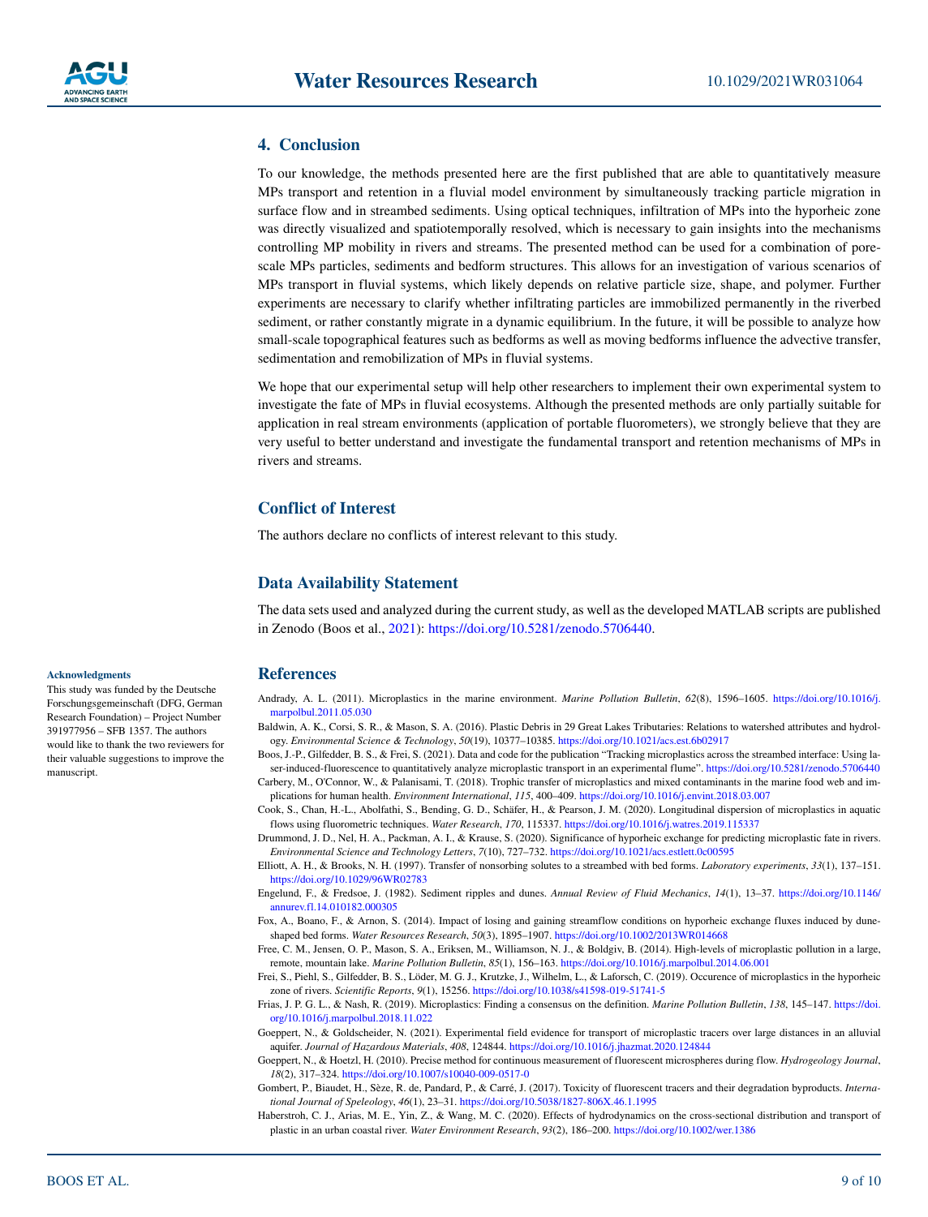## 4. Conclusion

To our knowledge, the methods presented here are the first published that are able to quantitatively measure MPs transport and retention in a fluvial model environment by simultaneously tracking particle migration in surface flow and in streambed sediments. Using optical techniques, infiltration of MPs into the hyporheic zone was directly visualized and spatiotemporally resolved, which is necessary to gain insights into the mechanisms controlling MP mobility in rivers and streams. The presented method can be used for a combination of pore-scale MPs particles, sediments and bedform structures. This allows for an investigation of various scenarios of MPs transport in fluvial systems, which likely depends on relative particle size, shape, and polymer. Further experiments are necessary to clarify whether infiltrating particles are immobilized permanently in the riverbed sediment, or rather constantly migrate in a dynamic equilibrium. In the future, it will be possible to analyze how small-scale topographical features such as bedforms as well as moving bedforms influence the advective transfer, sedimentation and remobilization of MPs in fluvial systems.

We hope that our experimental setup will help other researchers to implement their own experimental system to investigate the fate of MPs in fluvial ecosystems. Although the presented methods are only partially suitable for application in real stream environments (application of portable fluorometers), we strongly believe that they are very useful to better understand and investigate the fundamental transport and retention mechanisms of MPs in rivers and streams.

## Conflict of Interest

The authors declare no conflicts of interest relevant to this study.

## Data Availability Statement

The data sets used and analyzed during the current study, as well as the developed MATLAB scripts are published in Zenodo (Boos et al., 2021): https://doi.org/10.5281/zenodo.5706440.

**Acknowledgments**

This study was funded by the Deutsche Forschungsgemeinschaft (DFG, German Research Foundation) – Project Number 391977956 – SFB 1357. The authors would like to thank the two reviewers for their valuable suggestions to improve the manuscript.

## References

Andrady, A. L. (2011). Microplastics in the marine environment. *Marine Pollution Bulletin*, *62*(8), 1596–1605. https://doi.org/10.1016/j.marpolbul.2011.05.030

Baldwin, A. K., Corsi, S. R., & Mason, S. A. (2016). Plastic Debris in 29 Great Lakes Tributaries: Relations to watershed attributes and hydrology. *Environmental Science & Technology*, *50*(19), 10377–10385. https://doi.org/10.1021/acs.est.6b02917

Boos, J.-P., Gilfedder, B. S., & Frei, S. (2021). Data and code for the publication "Tracking microplastics across the streambed interface: Using laser-induced-fluorescence to quantitatively analyze microplastic transport in an experimental flume". https://doi.org/10.5281/zenodo.5706440

Carbery, M., O'Connor, W., & Palanisami, T. (2018). Trophic transfer of microplastics and mixed contaminants in the marine food web and implications for human health. *Environment International*, *115*, 400–409. https://doi.org/10.1016/j.envint.2018.03.007

Cook, S., Chan, H.-L., Abolfathi, S., Bending, G. D., Schäfer, H., & Pearson, J. M. (2020). Longitudinal dispersion of microplastics in aquatic flows using fluorometric techniques. *Water Research*, *170*, 115337. https://doi.org/10.1016/j.watres.2019.115337

Drummond, J. D., Nel, H. A., Packman, A. I., & Krause, S. (2020). Significance of hyporheic exchange for predicting microplastic fate in rivers. *Environmental Science and Technology Letters*, *7*(10), 727–732. https://doi.org/10.1021/acs.estlett.0c00595

Elliott, A. H., & Brooks, N. H. (1997). Transfer of nonsorbing solutes to a streambed with bed forms. *Laboratory experiments*, *33*(1), 137–151. https://doi.org/10.1029/96WR02783

Engelund, F., & Fredsoe, J. (1982). Sediment ripples and dunes. *Annual Review of Fluid Mechanics*, *14*(1), 13–37. https://doi.org/10.1146/annurev.fl.14.010182.000305

Fox, A., Boano, F., & Arnon, S. (2014). Impact of losing and gaining streamflow conditions on hyporheic exchange fluxes induced by dune-shaped bed forms. *Water Resources Research*, *50*(3), 1895–1907. https://doi.org/10.1002/2013WR014668

Free, C. M., Jensen, O. P., Mason, S. A., Eriksen, M., Williamson, N. J., & Boldgiv, B. (2014). High-levels of microplastic pollution in a large, remote, mountain lake. *Marine Pollution Bulletin*, *85*(1), 156–163. https://doi.org/10.1016/j.marpolbul.2014.06.001

Frei, S., Piehl, S., Gilfedder, B. S., Löder, M. G. J., Krutzke, J., Wilhelm, L., & Laforsch, C. (2019). Occurence of microplastics in the hyporheic zone of rivers. *Scientific Reports*, *9*(1), 15256. https://doi.org/10.1038/s41598-019-51741-5

Frias, J. P. G. L., & Nash, R. (2019). Microplastics: Finding a consensus on the definition. *Marine Pollution Bulletin*, *138*, 145–147. https://doi.org/10.1016/j.marpolbul.2018.11.022

Goeppert, N., & Goldscheider, N. (2021). Experimental field evidence for transport of microplastic tracers over large distances in an alluvial aquifer. *Journal of Hazardous Materials*, *408*, 124844. https://doi.org/10.1016/j.jhazmat.2020.124844

Goeppert, N., & Hoetzl, H. (2010). Precise method for continuous measurement of fluorescent microspheres during flow. *Hydrogeology Journal*, *18*(2), 317–324. https://doi.org/10.1007/s10040-009-0517-0

Gombert, P., Biaudet, H., Sèze, R. de, Pandard, P., & Carré, J. (2017). Toxicity of fluorescent tracers and their degradation byproducts. *International Journal of Speleology*, *46*(1), 23–31. https://doi.org/10.5038/1827-806X.46.1.1995

Haberstroh, C. J., Arias, M. E., Yin, Z., & Wang, M. C. (2020). Effects of hydrodynamics on the cross-sectional distribution and transport of plastic in an urban coastal river. *Water Environment Research*, *93*(2), 186–200. https://doi.org/10.1002/wer.1386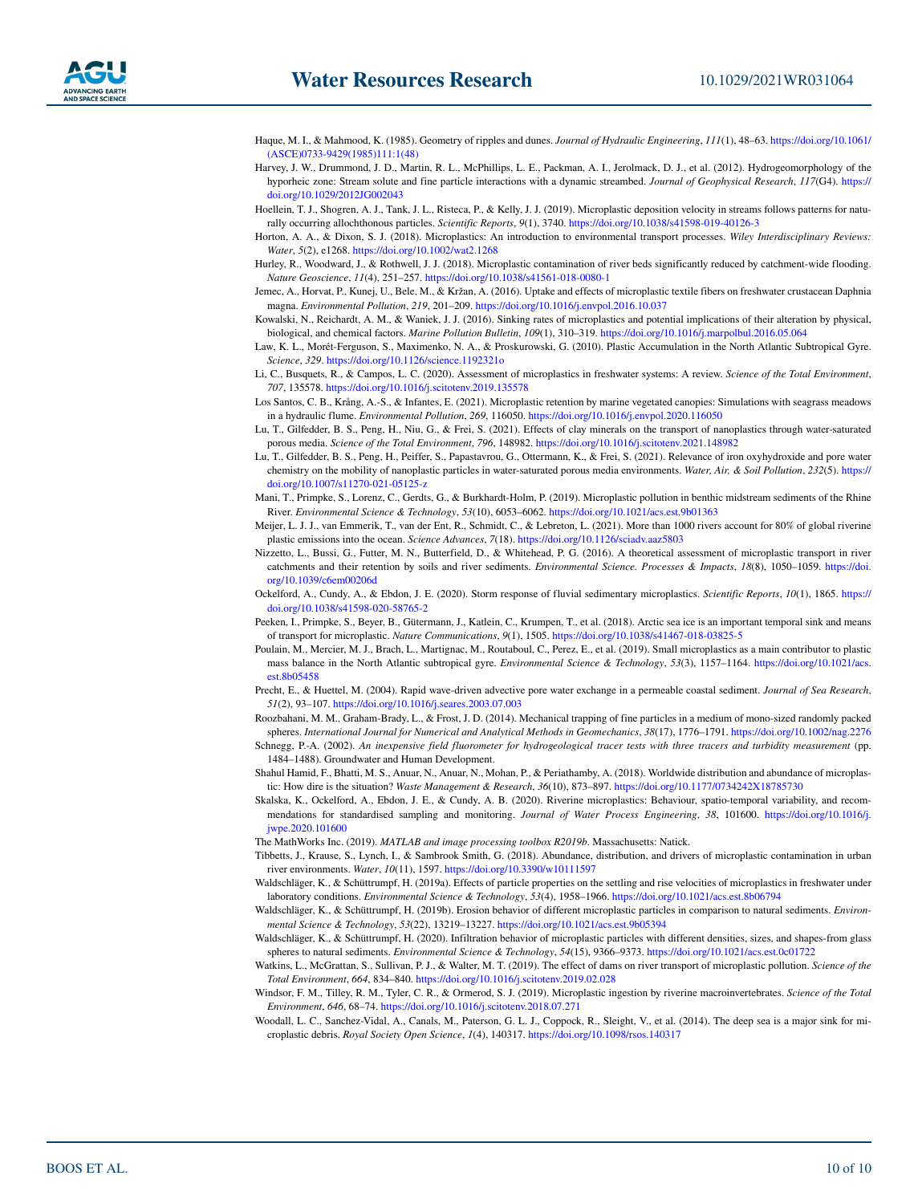Haque, M. I., & Mahmood, K. (1985). Geometry of ripples and dunes. *Journal of Hydraulic Engineering*, *111*(1), 48–63. https://doi.org/10.1061/(ASCE)0733-9429(1985)111:1(48)

Harvey, J. W., Drummond, J. D., Martin, R. L., McPhillips, L. E., Packman, A. I., Jerolmack, D. J., et al. (2012). Hydrogeomorphology of the hyporheic zone: Stream solute and fine particle interactions with a dynamic streambed. *Journal of Geophysical Research*, *117*(G4). https://doi.org/10.1029/2012JG002043

Hoellein, T. J., Shogren, A. J., Tank, J. L., Risteca, P., & Kelly, J. J. (2019). Microplastic deposition velocity in streams follows patterns for naturally occurring allochthonous particles. *Scientific Reports*, *9*(1), 3740. https://doi.org/10.1038/s41598-019-40126-3

Horton, A. A., & Dixon, S. J. (2018). Microplastics: An introduction to environmental transport processes. *Wiley Interdisciplinary Reviews: Water*, *5*(2), e1268. https://doi.org/10.1002/wat2.1268

Hurley, R., Woodward, J., & Rothwell, J. J. (2018). Microplastic contamination of river beds significantly reduced by catchment-wide flooding. *Nature Geoscience*, *11*(4), 251–257. https://doi.org/10.1038/s41561-018-0080-1

Jemec, A., Horvat, P., Kunej, U., Bele, M., & Kržan, A. (2016). Uptake and effects of microplastic textile fibers on freshwater crustacean Daphnia magna. *Environmental Pollution*, *219*, 201–209. https://doi.org/10.1016/j.envpol.2016.10.037

Kowalski, N., Reichardt, A. M., & Waniek, J. J. (2016). Sinking rates of microplastics and potential implications of their alteration by physical, biological, and chemical factors. *Marine Pollution Bulletin*, *109*(1), 310–319. https://doi.org/10.1016/j.marpolbul.2016.05.064

Law, K. L., Morét-Ferguson, S., Maximenko, N. A., & Proskurowski, G. (2010). Plastic Accumulation in the North Atlantic Subtropical Gyre. *Science*, *329*. https://doi.org/10.1126/science.1192321o

Li, C., Busquets, R., & Campos, L. C. (2020). Assessment of microplastics in freshwater systems: A review. *Science of the Total Environment*, *707*, 135578. https://doi.org/10.1016/j.scitotenv.2019.135578

Los Santos, C. B., Krång, A.-S., & Infantes, E. (2021). Microplastic retention by marine vegetated canopies: Simulations with seagrass meadows in a hydraulic flume. *Environmental Pollution*, *269*, 116050. https://doi.org/10.1016/j.envpol.2020.116050

Lu, T., Gilfedder, B. S., Peng, H., Niu, G., & Frei, S. (2021). Effects of clay minerals on the transport of nanoplastics through water-saturated porous media. *Science of the Total Environment*, *796*, 148982. https://doi.org/10.1016/j.scitotenv.2021.148982

Lu, T., Gilfedder, B. S., Peng, H., Peiffer, S., Papastavrou, G., Ottermann, K., & Frei, S. (2021). Relevance of iron oxyhydroxide and pore water chemistry on the mobility of nanoplastic particles in water-saturated porous media environments. *Water, Air, & Soil Pollution*, *232*(5). https://doi.org/10.1007/s11270-021-05125-z

Mani, T., Primpke, S., Lorenz, C., Gerdts, G., & Burkhardt-Holm, P. (2019). Microplastic pollution in benthic midstream sediments of the Rhine River. *Environmental Science & Technology*, *53*(10), 6053–6062. https://doi.org/10.1021/acs.est.9b01363

Meijer, L. J. J., van Emmerik, T., van der Ent, R., Schmidt, C., & Lebreton, L. (2021). More than 1000 rivers account for 80% of global riverine plastic emissions into the ocean. *Science Advances*, *7*(18). https://doi.org/10.1126/sciadv.aaz5803

Nizzetto, L., Bussi, G., Futter, M. N., Butterfield, D., & Whitehead, P. G. (2016). A theoretical assessment of microplastic transport in river catchments and their retention by soils and river sediments. *Environmental Science. Processes & Impacts*, *18*(8), 1050–1059. https://doi.org/10.1039/c6em00206d

Ockelford, A., Cundy, A., & Ebdon, J. E. (2020). Storm response of fluvial sedimentary microplastics. *Scientific Reports*, *10*(1), 1865. https://doi.org/10.1038/s41598-020-58765-2

Peeken, I., Primpke, S., Beyer, B., Gütermann, J., Katlein, C., Krumpen, T., et al. (2018). Arctic sea ice is an important temporal sink and means of transport for microplastic. *Nature Communications*, *9*(1), 1505. https://doi.org/10.1038/s41467-018-03825-5

Poulain, M., Mercier, M. J., Brach, L., Martignac, M., Routaboul, C., Perez, E., et al. (2019). Small microplastics as a main contributor to plastic mass balance in the North Atlantic subtropical gyre. *Environmental Science & Technology*, *53*(3), 1157–1164. https://doi.org/10.1021/acs.est.8b05458

Precht, E., & Huettel, M. (2004). Rapid wave-driven advective pore water exchange in a permeable coastal sediment. *Journal of Sea Research*, *51*(2), 93–107. https://doi.org/10.1016/j.seares.2003.07.003

Roozbahani, M. M., Graham-Brady, L., & Frost, J. D. (2014). Mechanical trapping of fine particles in a medium of mono-sized randomly packed spheres. *International Journal for Numerical and Analytical Methods in Geomechanics*, *38*(17), 1776–1791. https://doi.org/10.1002/nag.2276

Schnegg, P.-A. (2002). *An inexpensive field fluorometer for hydrogeological tracer tests with three tracers and turbidity measurement* (pp. 1484–1488). Groundwater and Human Development.

Shahul Hamid, F., Bhatti, M. S., Anuar, N., Anuar, N., Mohan, P., & Periathamby, A. (2018). Worldwide distribution and abundance of microplastic: How dire is the situation? *Waste Management & Research*, *36*(10), 873–897. https://doi.org/10.1177/0734242X18785730

Skalska, K., Ockelford, A., Ebdon, J. E., & Cundy, A. B. (2020). Riverine microplastics: Behaviour, spatio-temporal variability, and recommendations for standardised sampling and monitoring. *Journal of Water Process Engineering*, *38*, 101600. https://doi.org/10.1016/j.jwpe.2020.101600

The MathWorks Inc. (2019). *MATLAB and image processing toolbox R2019b*. Massachusetts: Natick.

Tibbetts, J., Krause, S., Lynch, I., & Sambrook Smith, G. (2018). Abundance, distribution, and drivers of microplastic contamination in urban river environments. *Water*, *10*(11), 1597. https://doi.org/10.3390/w10111597

Waldschläger, K., & Schüttrumpf, H. (2019a). Effects of particle properties on the settling and rise velocities of microplastics in freshwater under laboratory conditions. *Environmental Science & Technology*, *53*(4), 1958–1966. https://doi.org/10.1021/acs.est.8b06794

Waldschläger, K., & Schüttrumpf, H. (2019b). Erosion behavior of different microplastic particles in comparison to natural sediments. *Environmental Science & Technology*, *53*(22), 13219–13227. https://doi.org/10.1021/acs.est.9b05394

Waldschläger, K., & Schüttrumpf, H. (2020). Infiltration behavior of microplastic particles with different densities, sizes, and shapes-from glass spheres to natural sediments. *Environmental Science & Technology*, *54*(15), 9366–9373. https://doi.org/10.1021/acs.est.0c01722

Watkins, L., McGrattan, S., Sullivan, P. J., & Walter, M. T. (2019). The effect of dams on river transport of microplastic pollution. *Science of the Total Environment*, *664*, 834–840. https://doi.org/10.1016/j.scitotenv.2019.02.028

Windsor, F. M., Tilley, R. M., Tyler, C. R., & Ormerod, S. J. (2019). Microplastic ingestion by riverine macroinvertebrates. *Science of the Total Environment*, *646*, 68–74. https://doi.org/10.1016/j.scitotenv.2018.07.271

Woodall, L. C., Sanchez-Vidal, A., Canals, M., Paterson, G. L. J., Coppock, R., Sleight, V., et al. (2014). The deep sea is a major sink for microplastic debris. *Royal Society Open Science*, *1*(4), 140317. https://doi.org/10.1098/rsos.140317